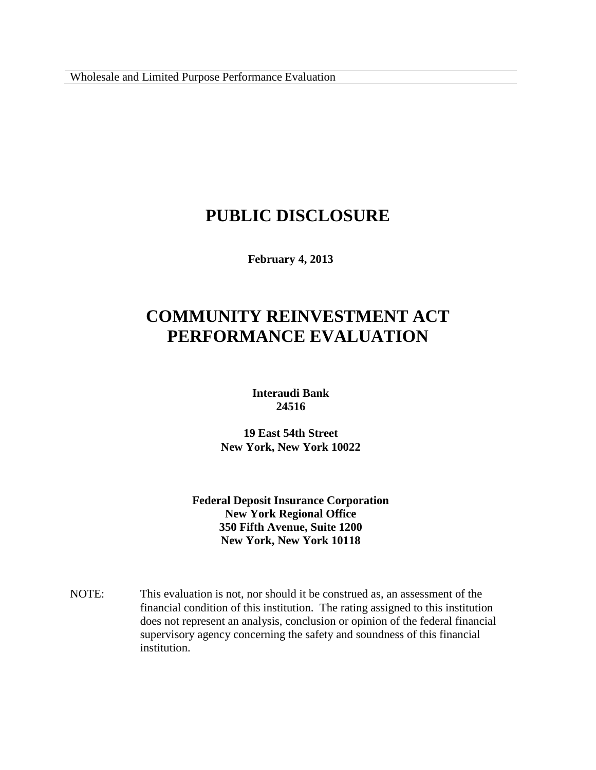# PUBLIC DISCLOSURE

**February 4, 2013**

# COMMUNITY REINVESTMENT ACT PERFORMANCE EVALUATION

**Interaudi Bank**
**24516**

**19 East 54th Street**
**New York, New York 10022**

**Federal Deposit Insurance Corporation**
**New York Regional Office**
**350 Fifth Avenue, Suite 1200**
**New York, New York 10118**

NOTE: This evaluation is not, nor should it be construed as, an assessment of the financial condition of this institution. The rating assigned to this institution does not represent an analysis, conclusion or opinion of the federal financial supervisory agency concerning the safety and soundness of this financial institution.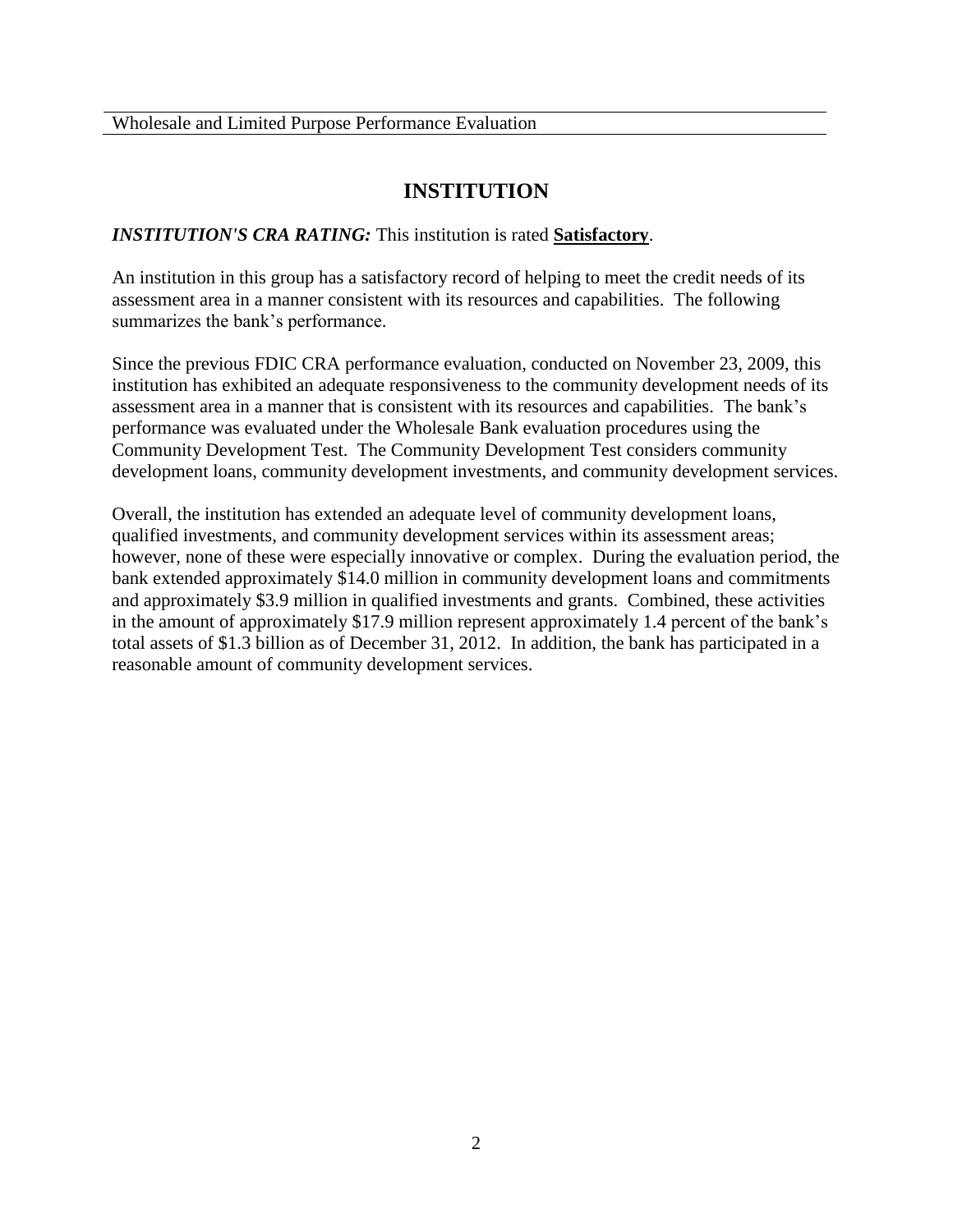# INSTITUTION

***INSTITUTION'S CRA RATING:*** This institution is rated **Satisfactory**.

An institution in this group has a satisfactory record of helping to meet the credit needs of its assessment area in a manner consistent with its resources and capabilities. The following summarizes the bank's performance.

Since the previous FDIC CRA performance evaluation, conducted on November 23, 2009, this institution has exhibited an adequate responsiveness to the community development needs of its assessment area in a manner that is consistent with its resources and capabilities. The bank's performance was evaluated under the Wholesale Bank evaluation procedures using the Community Development Test. The Community Development Test considers community development loans, community development investments, and community development services.

Overall, the institution has extended an adequate level of community development loans, qualified investments, and community development services within its assessment areas; however, none of these were especially innovative or complex. During the evaluation period, the bank extended approximately $14.0 million in community development loans and commitments and approximately $3.9 million in qualified investments and grants. Combined, these activities in the amount of approximately $17.9 million represent approximately 1.4 percent of the bank's total assets of $1.3 billion as of December 31, 2012. In addition, the bank has participated in a reasonable amount of community development services.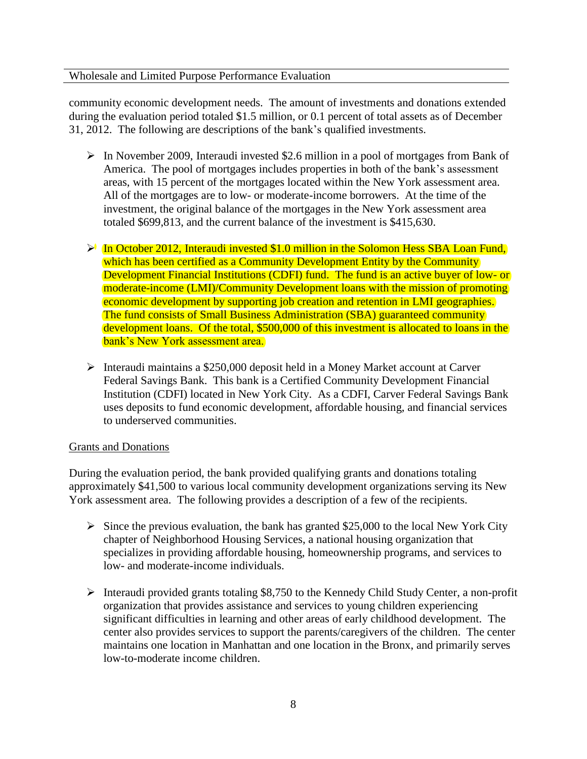community economic development needs. The amount of investments and donations extended during the evaluation period totaled $1.5 million, or 0.1 percent of total assets as of December 31, 2012. The following are descriptions of the bank's qualified investments.

- In November 2009, Interaudi invested $2.6 million in a pool of mortgages from Bank of America. The pool of mortgages includes properties in both of the bank's assessment areas, with 15 percent of the mortgages located within the New York assessment area. All of the mortgages are to low- or moderate-income borrowers. At the time of the investment, the original balance of the mortgages in the New York assessment area totaled $699,813, and the current balance of the investment is $415,630.

- In October 2012, Interaudi invested $1.0 million in the Solomon Hess SBA Loan Fund, which has been certified as a Community Development Entity by the Community Development Financial Institutions (CDFI) fund. The fund is an active buyer of low- or moderate-income (LMI)/Community Development loans with the mission of promoting economic development by supporting job creation and retention in LMI geographies. The fund consists of Small Business Administration (SBA) guaranteed community development loans. Of the total, $500,000 of this investment is allocated to loans in the bank's New York assessment area.

- Interaudi maintains a $250,000 deposit held in a Money Market account at Carver Federal Savings Bank. This bank is a Certified Community Development Financial Institution (CDFI) located in New York City. As a CDFI, Carver Federal Savings Bank uses deposits to fund economic development, affordable housing, and financial services to underserved communities.

Grants and Donations

During the evaluation period, the bank provided qualifying grants and donations totaling approximately $41,500 to various local community development organizations serving its New York assessment area. The following provides a description of a few of the recipients.

- Since the previous evaluation, the bank has granted $25,000 to the local New York City chapter of Neighborhood Housing Services, a national housing organization that specializes in providing affordable housing, homeownership programs, and services to low- and moderate-income individuals.

- Interaudi provided grants totaling $8,750 to the Kennedy Child Study Center, a non-profit organization that provides assistance and services to young children experiencing significant difficulties in learning and other areas of early childhood development. The center also provides services to support the parents/caregivers of the children. The center maintains one location in Manhattan and one location in the Bronx, and primarily serves low-to-moderate income children.